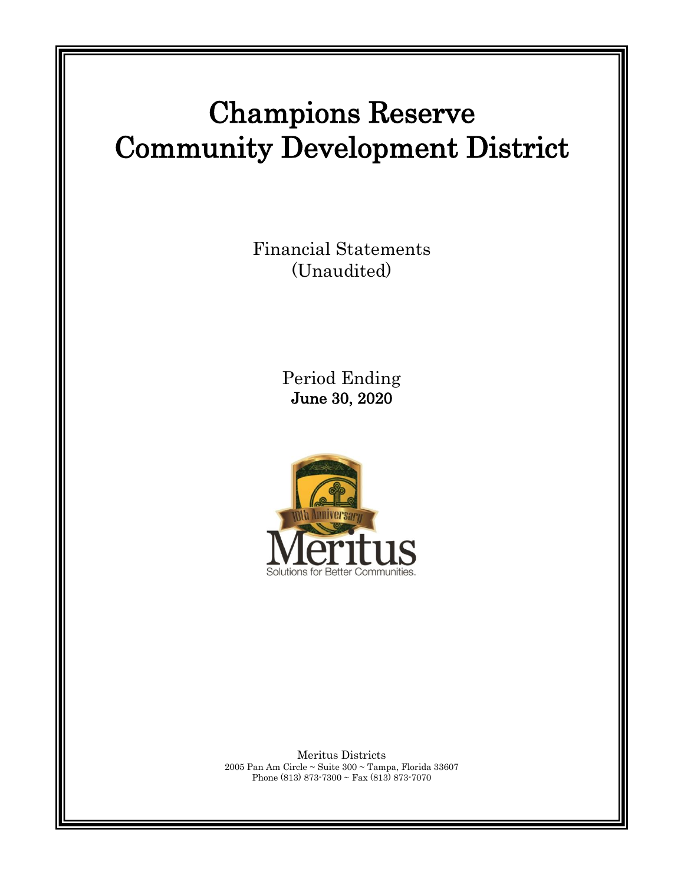# Champions Reserve Community Development District

Financial Statements
(Unaudited)

Period Ending
**June 30, 2020**

Meritus Districts
2005 Pan Am Circle ~ Suite 300 ~ Tampa, Florida 33607
Phone (813) 873-7300 ~ Fax (813) 873-7070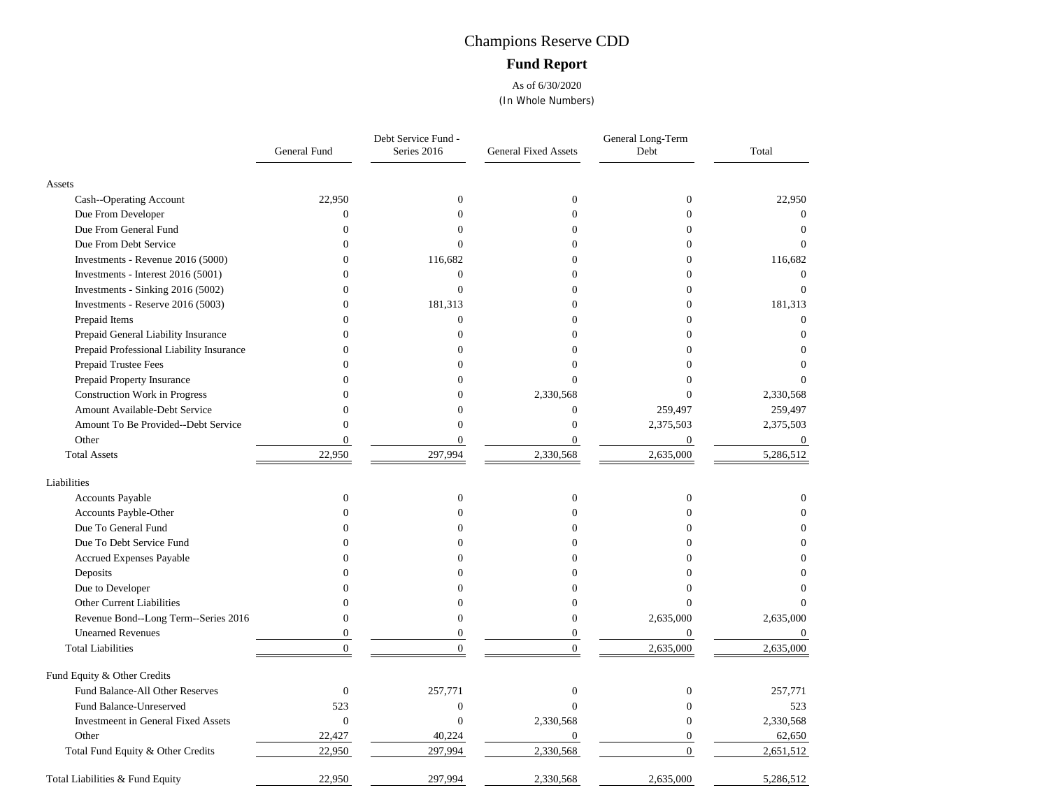# Champions Reserve CDD

## Fund Report

As of 6/30/2020
(In Whole Numbers)

| | General Fund | Debt Service Fund - Series 2016 | General Fixed Assets | General Long-Term Debt | Total |
|---|---|---|---|---|---|
| **Assets** | | | | | |
| Cash--Operating Account | 22,950 | 0 | 0 | 0 | 22,950 |
| Due From Developer | 0 | 0 | 0 | 0 | 0 |
| Due From General Fund | 0 | 0 | 0 | 0 | 0 |
| Due From Debt Service | 0 | 0 | 0 | 0 | 0 |
| Investments - Revenue 2016 (5000) | 0 | 116,682 | 0 | 0 | 116,682 |
| Investments - Interest 2016 (5001) | 0 | 0 | 0 | 0 | 0 |
| Investments - Sinking 2016 (5002) | 0 | 0 | 0 | 0 | 0 |
| Investments - Reserve 2016 (5003) | 0 | 181,313 | 0 | 0 | 181,313 |
| Prepaid Items | 0 | 0 | 0 | 0 | 0 |
| Prepaid General Liability Insurance | 0 | 0 | 0 | 0 | 0 |
| Prepaid Professional Liability Insurance | 0 | 0 | 0 | 0 | 0 |
| Prepaid Trustee Fees | 0 | 0 | 0 | 0 | 0 |
| Prepaid Property Insurance | 0 | 0 | 0 | 0 | 0 |
| Construction Work in Progress | 0 | 0 | 2,330,568 | 0 | 2,330,568 |
| Amount Available-Debt Service | 0 | 0 | 0 | 259,497 | 259,497 |
| Amount To Be Provided--Debt Service | 0 | 0 | 0 | 2,375,503 | 2,375,503 |
| Other | 0 | 0 | 0 | 0 | 0 |
| Total Assets | 22,950 | 297,994 | 2,330,568 | 2,635,000 | 5,286,512 |
| **Liabilities** | | | | | |
| Accounts Payable | 0 | 0 | 0 | 0 | 0 |
| Accounts Payble-Other | 0 | 0 | 0 | 0 | 0 |
| Due To General Fund | 0 | 0 | 0 | 0 | 0 |
| Due To Debt Service Fund | 0 | 0 | 0 | 0 | 0 |
| Accrued Expenses Payable | 0 | 0 | 0 | 0 | 0 |
| Deposits | 0 | 0 | 0 | 0 | 0 |
| Due to Developer | 0 | 0 | 0 | 0 | 0 |
| Other Current Liabilities | 0 | 0 | 0 | 0 | 0 |
| Revenue Bond--Long Term--Series 2016 | 0 | 0 | 0 | 2,635,000 | 2,635,000 |
| Unearned Revenues | 0 | 0 | 0 | 0 | 0 |
| Total Liabilities | 0 | 0 | 0 | 2,635,000 | 2,635,000 |
| **Fund Equity & Other Credits** | | | | | |
| Fund Balance-All Other Reserves | 0 | 257,771 | 0 | 0 | 257,771 |
| Fund Balance-Unreserved | 523 | 0 | 0 | 0 | 523 |
| Investmeent in General Fixed Assets | 0 | 0 | 2,330,568 | 0 | 2,330,568 |
| Other | 22,427 | 40,224 | 0 | 0 | 62,650 |
| Total Fund Equity & Other Credits | 22,950 | 297,994 | 2,330,568 | 0 | 2,651,512 |
| Total Liabilities & Fund Equity | 22,950 | 297,994 | 2,330,568 | 2,635,000 | 5,286,512 |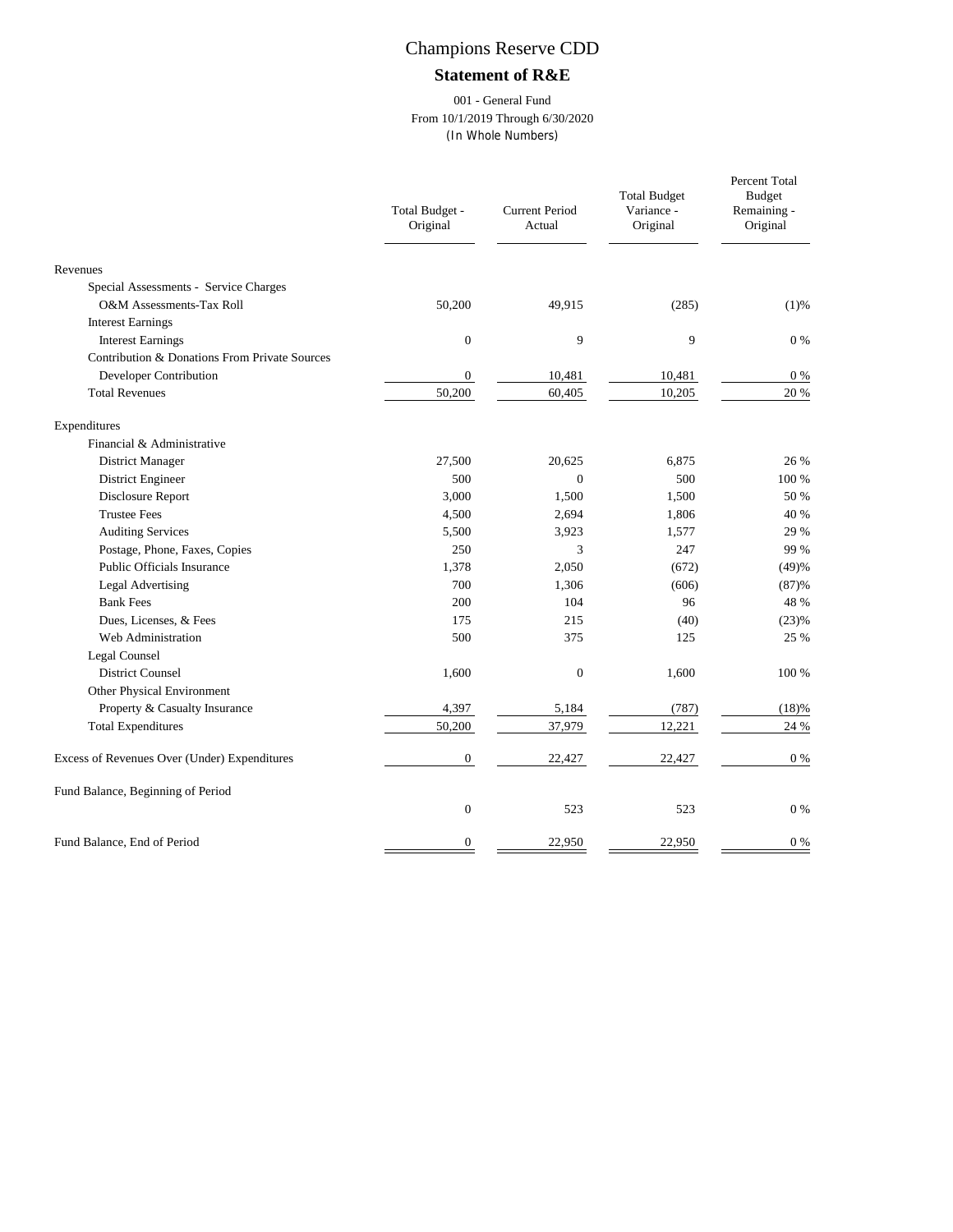# Champions Reserve CDD

## Statement of R&E

001 - General Fund
From 10/1/2019 Through 6/30/2020
(In Whole Numbers)

| | Total Budget - Original | Current Period Actual | Total Budget Variance - Original | Percent Total Budget Remaining - Original |
|---|---|---|---|---|
| Revenues | | | | |
| Special Assessments - Service Charges | | | | |
| O&M Assessments-Tax Roll | 50,200 | 49,915 | (285) | (1)% |
| Interest Earnings | | | | |
| Interest Earnings | 0 | 9 | 9 | 0 % |
| Contribution & Donations From Private Sources | | | | |
| Developer Contribution | 0 | 10,481 | 10,481 | 0 % |
| Total Revenues | 50,200 | 60,405 | 10,205 | 20 % |
| Expenditures | | | | |
| Financial & Administrative | | | | |
| District Manager | 27,500 | 20,625 | 6,875 | 26 % |
| District Engineer | 500 | 0 | 500 | 100 % |
| Disclosure Report | 3,000 | 1,500 | 1,500 | 50 % |
| Trustee Fees | 4,500 | 2,694 | 1,806 | 40 % |
| Auditing Services | 5,500 | 3,923 | 1,577 | 29 % |
| Postage, Phone, Faxes, Copies | 250 | 3 | 247 | 99 % |
| Public Officials Insurance | 1,378 | 2,050 | (672) | (49)% |
| Legal Advertising | 700 | 1,306 | (606) | (87)% |
| Bank Fees | 200 | 104 | 96 | 48 % |
| Dues, Licenses, & Fees | 175 | 215 | (40) | (23)% |
| Web Administration | 500 | 375 | 125 | 25 % |
| Legal Counsel | | | | |
| District Counsel | 1,600 | 0 | 1,600 | 100 % |
| Other Physical Environment | | | | |
| Property & Casualty Insurance | 4,397 | 5,184 | (787) | (18)% |
| Total Expenditures | 50,200 | 37,979 | 12,221 | 24 % |
| Excess of Revenues Over (Under) Expenditures | 0 | 22,427 | 22,427 | 0 % |
| Fund Balance, Beginning of Period | 0 | 523 | 523 | 0 % |
| Fund Balance, End of Period | 0 | 22,950 | 22,950 | 0 % |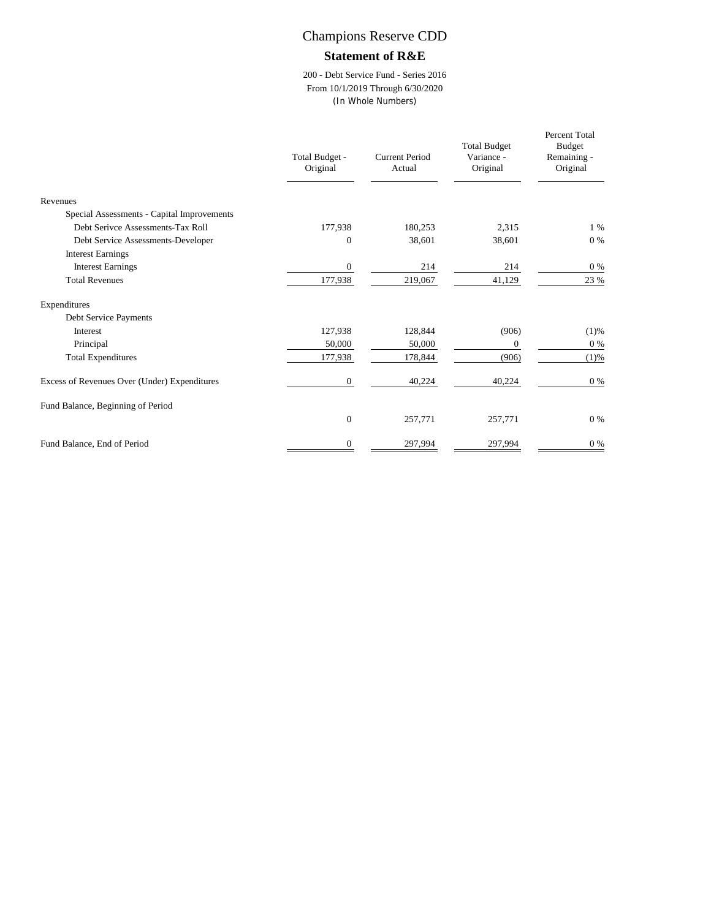# Champions Reserve CDD

## Statement of R&E

200 - Debt Service Fund - Series 2016
From 10/1/2019 Through 6/30/2020
(In Whole Numbers)

| | Total Budget - Original | Current Period Actual | Total Budget Variance - Original | Percent Total Budget Remaining - Original |
|---|---|---|---|---|
| Revenues | | | | |
| Special Assessments - Capital Improvements | | | | |
| Debt Serivce Assessments-Tax Roll | 177,938 | 180,253 | 2,315 | 1 % |
| Debt Service Assessments-Developer | 0 | 38,601 | 38,601 | 0 % |
| Interest Earnings | | | | |
| Interest Earnings | 0 | 214 | 214 | 0 % |
| Total Revenues | 177,938 | 219,067 | 41,129 | 23 % |
| Expenditures | | | | |
| Debt Service Payments | | | | |
| Interest | 127,938 | 128,844 | (906) | (1)% |
| Principal | 50,000 | 50,000 | 0 | 0 % |
| Total Expenditures | 177,938 | 178,844 | (906) | (1)% |
| Excess of Revenues Over (Under) Expenditures | 0 | 40,224 | 40,224 | 0 % |
| Fund Balance, Beginning of Period | 0 | 257,771 | 257,771 | 0 % |
| Fund Balance, End of Period | 0 | 297,994 | 297,994 | 0 % |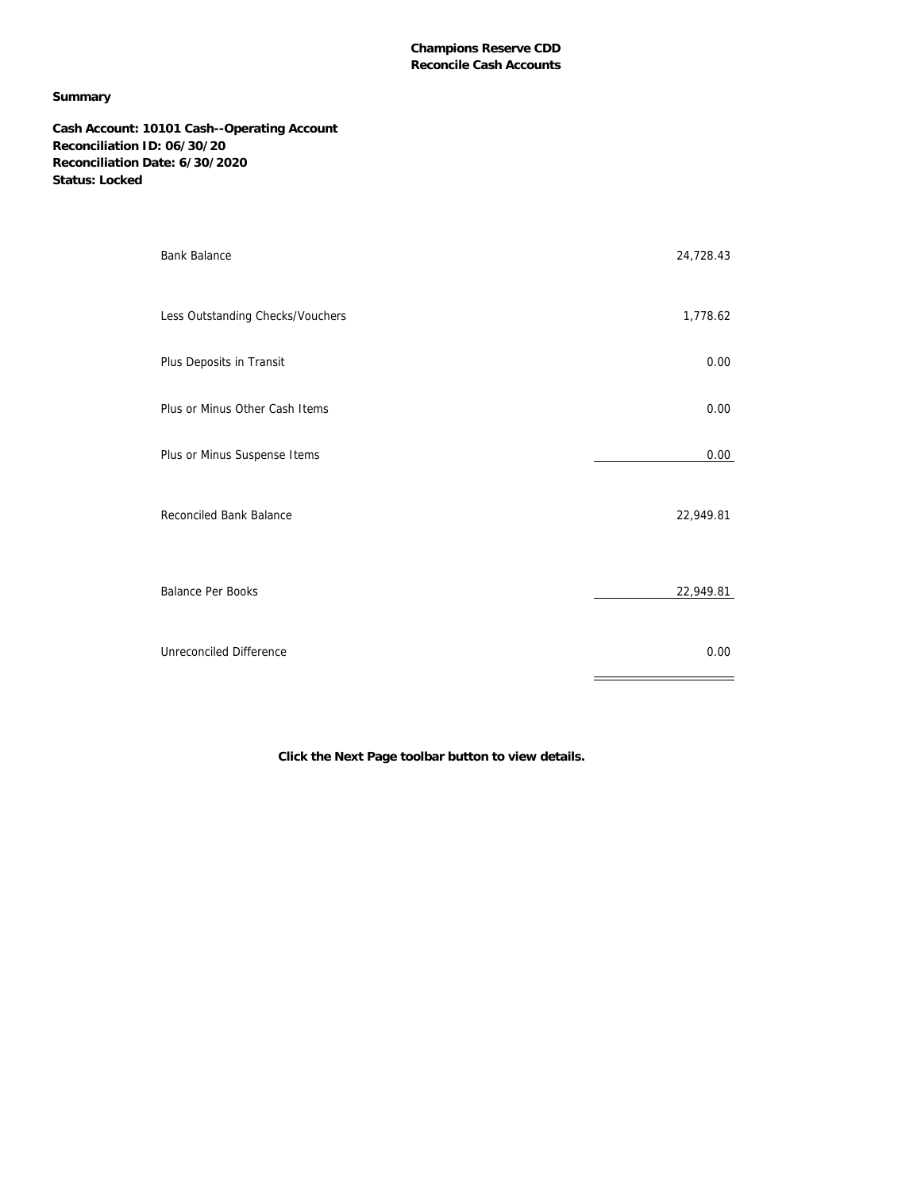**Champions Reserve CDD**
**Reconcile Cash Accounts**

**Summary**

**Cash Account: 10101 Cash--Operating Account**
**Reconciliation ID: 06/30/20**
**Reconciliation Date: 6/30/2020**
**Status: Locked**

| | |
|---|---:|
| Bank Balance | 24,728.43 |
| Less Outstanding Checks/Vouchers | 1,778.62 |
| Plus Deposits in Transit | 0.00 |
| Plus or Minus Other Cash Items | 0.00 |
| Plus or Minus Suspense Items | 0.00 |
| Reconciled Bank Balance | 22,949.81 |
| Balance Per Books | 22,949.81 |
| Unreconciled Difference | 0.00 |

**Click the Next Page toolbar button to view details.**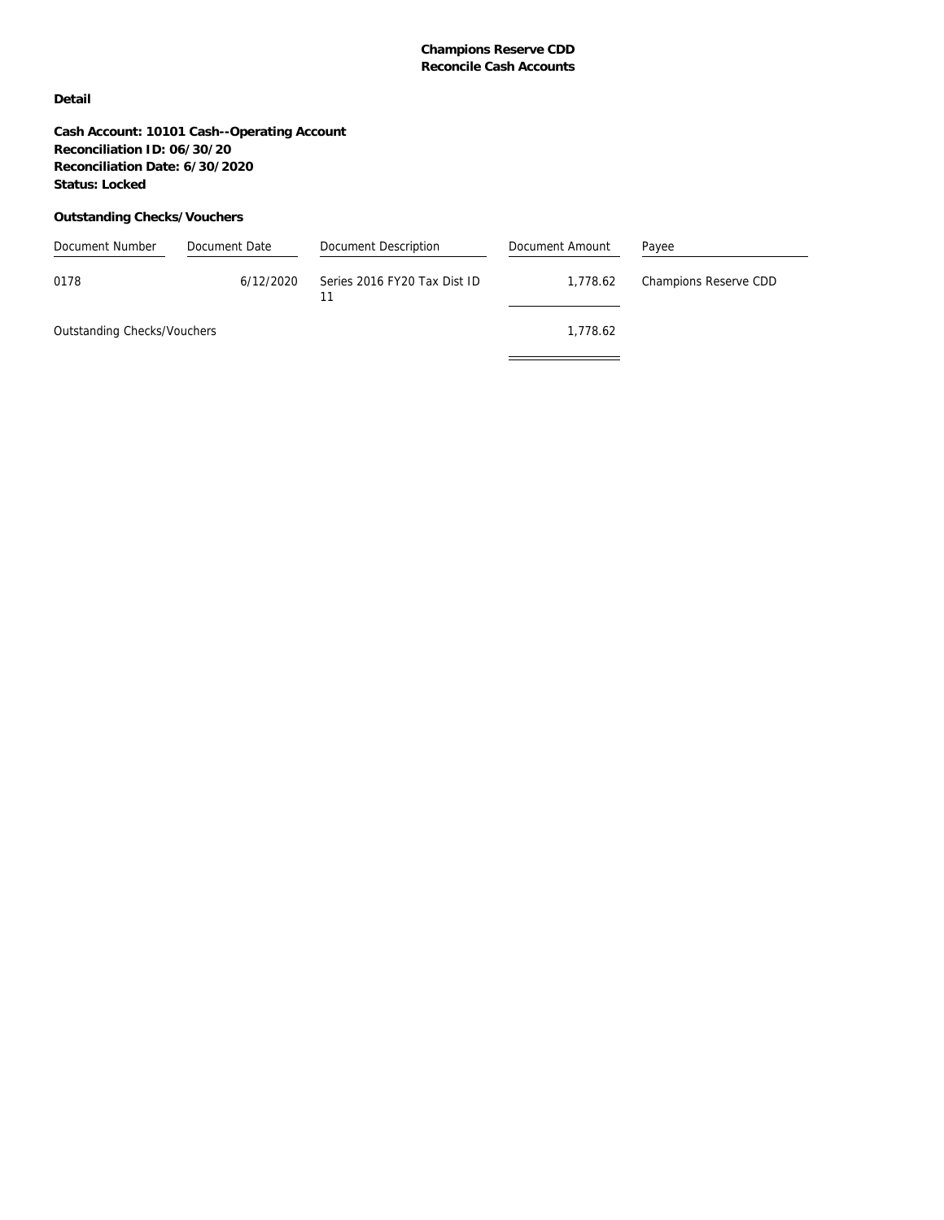**Champions Reserve CDD**
**Reconcile Cash Accounts**

**Detail**

**Cash Account: 10101 Cash--Operating Account**
**Reconciliation ID: 06/30/20**
**Reconciliation Date: 6/30/2020**
**Status: Locked**

**Outstanding Checks/Vouchers**

| Document Number | Document Date | Document Description | Document Amount | Payee |
|---|---|---|---|---|
| 0178 | 6/12/2020 | Series 2016 FY20 Tax Dist ID 11 | 1,778.62 | Champions Reserve CDD |
| Outstanding Checks/Vouchers | | | 1,778.62 | |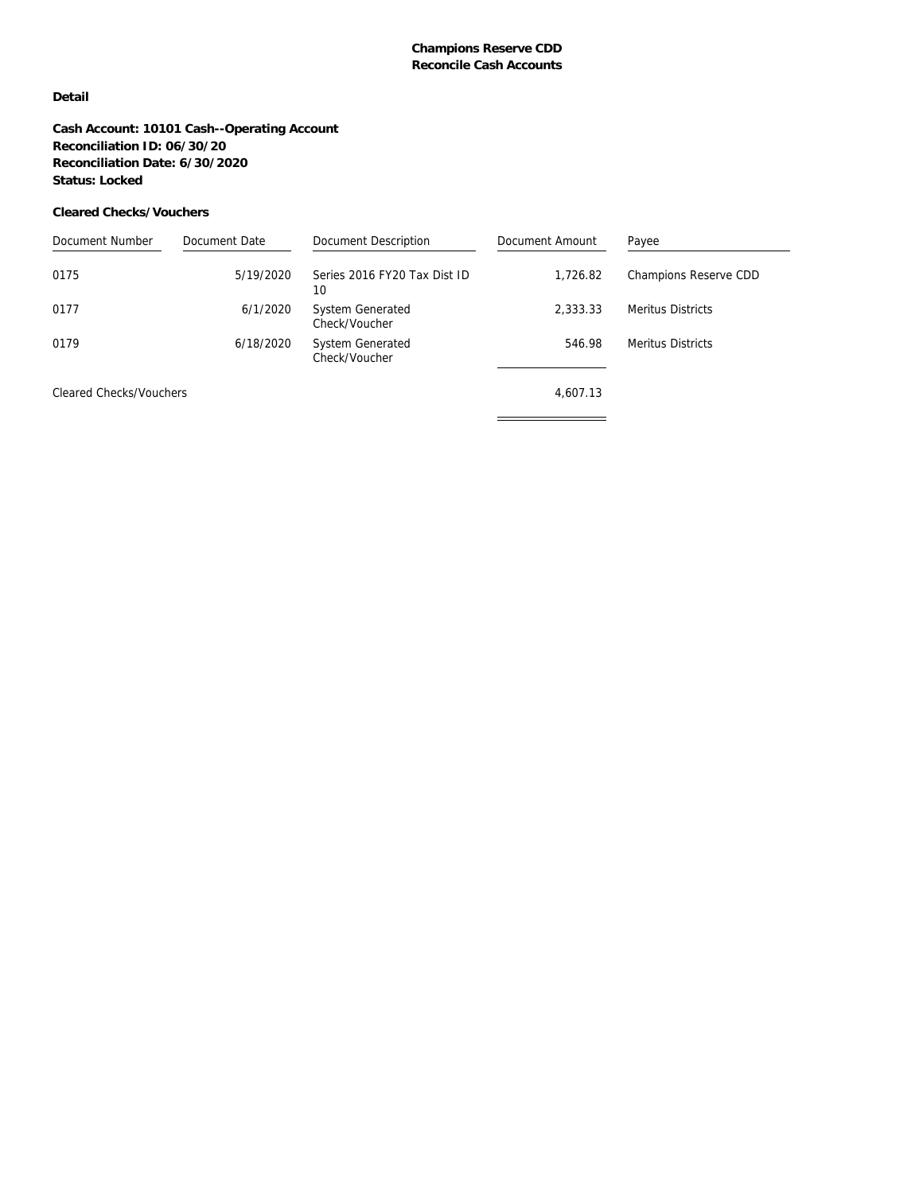**Champions Reserve CDD**
**Reconcile Cash Accounts**

**Detail**

**Cash Account: 10101 Cash--Operating Account**
**Reconciliation ID: 06/30/20**
**Reconciliation Date: 6/30/2020**
**Status: Locked**

**Cleared Checks/Vouchers**

| Document Number | Document Date | Document Description | Document Amount | Payee |
|---|---|---|---|---|
| 0175 | 5/19/2020 | Series 2016 FY20 Tax Dist ID 10 | 1,726.82 | Champions Reserve CDD |
| 0177 | 6/1/2020 | System Generated Check/Voucher | 2,333.33 | Meritus Districts |
| 0179 | 6/18/2020 | System Generated Check/Voucher | 546.98 | Meritus Districts |
| Cleared Checks/Vouchers | | | 4,607.13 | |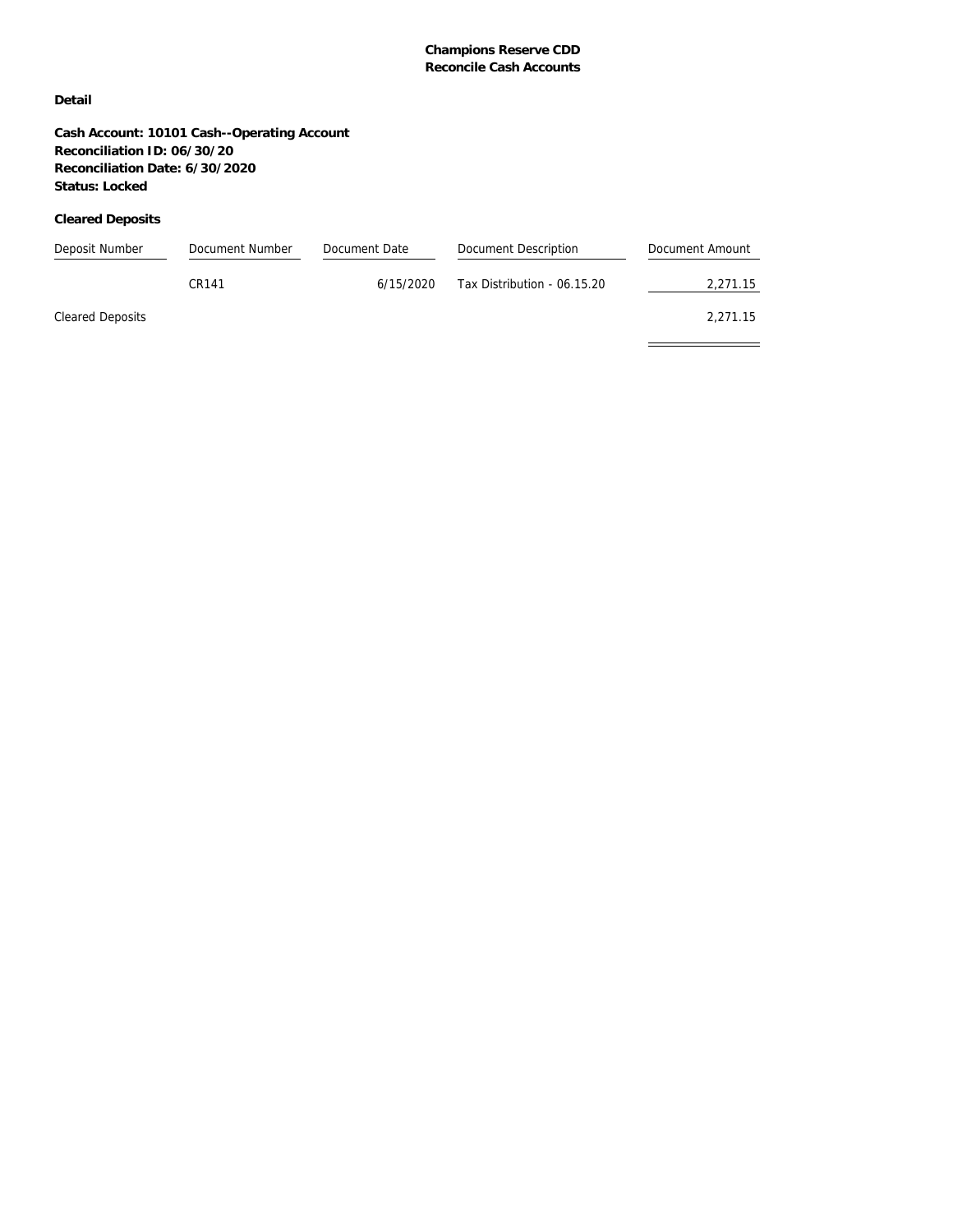**Champions Reserve CDD**
**Reconcile Cash Accounts**

**Detail**

**Cash Account: 10101 Cash--Operating Account**
**Reconciliation ID: 06/30/20**
**Reconciliation Date: 6/30/2020**
**Status: Locked**

**Cleared Deposits**

| Deposit Number | Document Number | Document Date | Document Description | Document Amount |
|---|---|---|---|---|
| | CR141 | 6/15/2020 | Tax Distribution - 06.15.20 | 2,271.15 |
| Cleared Deposits | | | | 2,271.15 |